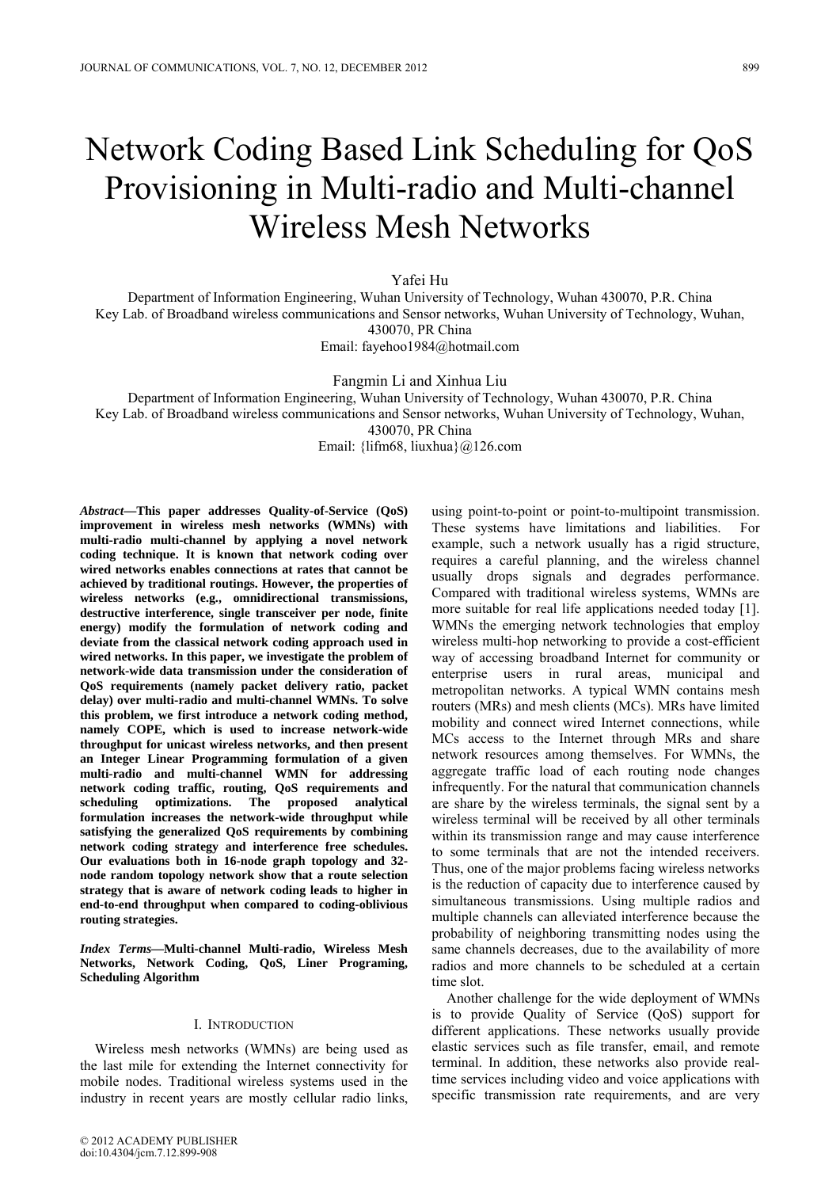# Network Coding Based Link Scheduling for QoS Provisioning in Multi-radio and Multi-channel Wireless Mesh Networks

Yafei Hu

Department of Information Engineering, Wuhan University of Technology, Wuhan 430070, P.R. China
Key Lab. of Broadband wireless communications and Sensor networks, Wuhan University of Technology, Wuhan, 430070, PR China
Email: fayehoo1984@hotmail.com

Fangmin Li and Xinhua Liu

Department of Information Engineering, Wuhan University of Technology, Wuhan 430070, P.R. China
Key Lab. of Broadband wireless communications and Sensor networks, Wuhan University of Technology, Wuhan, 430070, PR China
Email: {lifm68, liuxhua}@126.com

***Abstract*—This paper addresses Quality-of-Service (QoS) improvement in wireless mesh networks (WMNs) with multi-radio multi-channel by applying a novel network coding technique. It is known that network coding over wired networks enables connections at rates that cannot be achieved by traditional routings. However, the properties of wireless networks (e.g., omnidirectional transmissions, destructive interference, single transceiver per node, finite energy) modify the formulation of network coding and deviate from the classical network coding approach used in wired networks. In this paper, we investigate the problem of network-wide data transmission under the consideration of QoS requirements (namely packet delivery ratio, packet delay) over multi-radio and multi-channel WMNs. To solve this problem, we first introduce a network coding method, namely COPE, which is used to increase network-wide throughput for unicast wireless networks, and then present an Integer Linear Programming formulation of a given multi-radio and multi-channel WMN for addressing network coding traffic, routing, QoS requirements and scheduling optimizations. The proposed analytical formulation increases the network-wide throughput while satisfying the generalized QoS requirements by combining network coding strategy and interference free schedules. Our evaluations both in 16-node graph topology and 32-node random topology network show that a route selection strategy that is aware of network coding leads to higher in end-to-end throughput when compared to coding-oblivious routing strategies.**

***Index Terms*—Multi-channel Multi-radio, Wireless Mesh Networks, Network Coding, QoS, Liner Programing, Scheduling Algorithm**

## I. Introduction

Wireless mesh networks (WMNs) are being used as the last mile for extending the Internet connectivity for mobile nodes. Traditional wireless systems used in the industry in recent years are mostly cellular radio links, using point-to-point or point-to-multipoint transmission. These systems have limitations and liabilities. For example, such a network usually has a rigid structure, requires a careful planning, and the wireless channel usually drops signals and degrades performance. Compared with traditional wireless systems, WMNs are more suitable for real life applications needed today [1]. WMNs the emerging network technologies that employ wireless multi-hop networking to provide a cost-efficient way of accessing broadband Internet for community or enterprise users in rural areas, municipal and metropolitan networks. A typical WMN contains mesh routers (MRs) and mesh clients (MCs). MRs have limited mobility and connect wired Internet connections, while MCs access to the Internet through MRs and share network resources among themselves. For WMNs, the aggregate traffic load of each routing node changes infrequently. For the natural that communication channels are share by the wireless terminals, the signal sent by a wireless terminal will be received by all other terminals within its transmission range and may cause interference to some terminals that are not the intended receivers. Thus, one of the major problems facing wireless networks is the reduction of capacity due to interference caused by simultaneous transmissions. Using multiple radios and multiple channels can alleviated interference because the probability of neighboring transmitting nodes using the same channels decreases, due to the availability of more radios and more channels to be scheduled at a certain time slot.

Another challenge for the wide deployment of WMNs is to provide Quality of Service (QoS) support for different applications. These networks usually provide elastic services such as file transfer, email, and remote terminal. In addition, these networks also provide real-time services including video and voice applications with specific transmission rate requirements, and are very

© 2012 ACADEMY PUBLISHER
doi:10.4304/jcm.7.12.899-908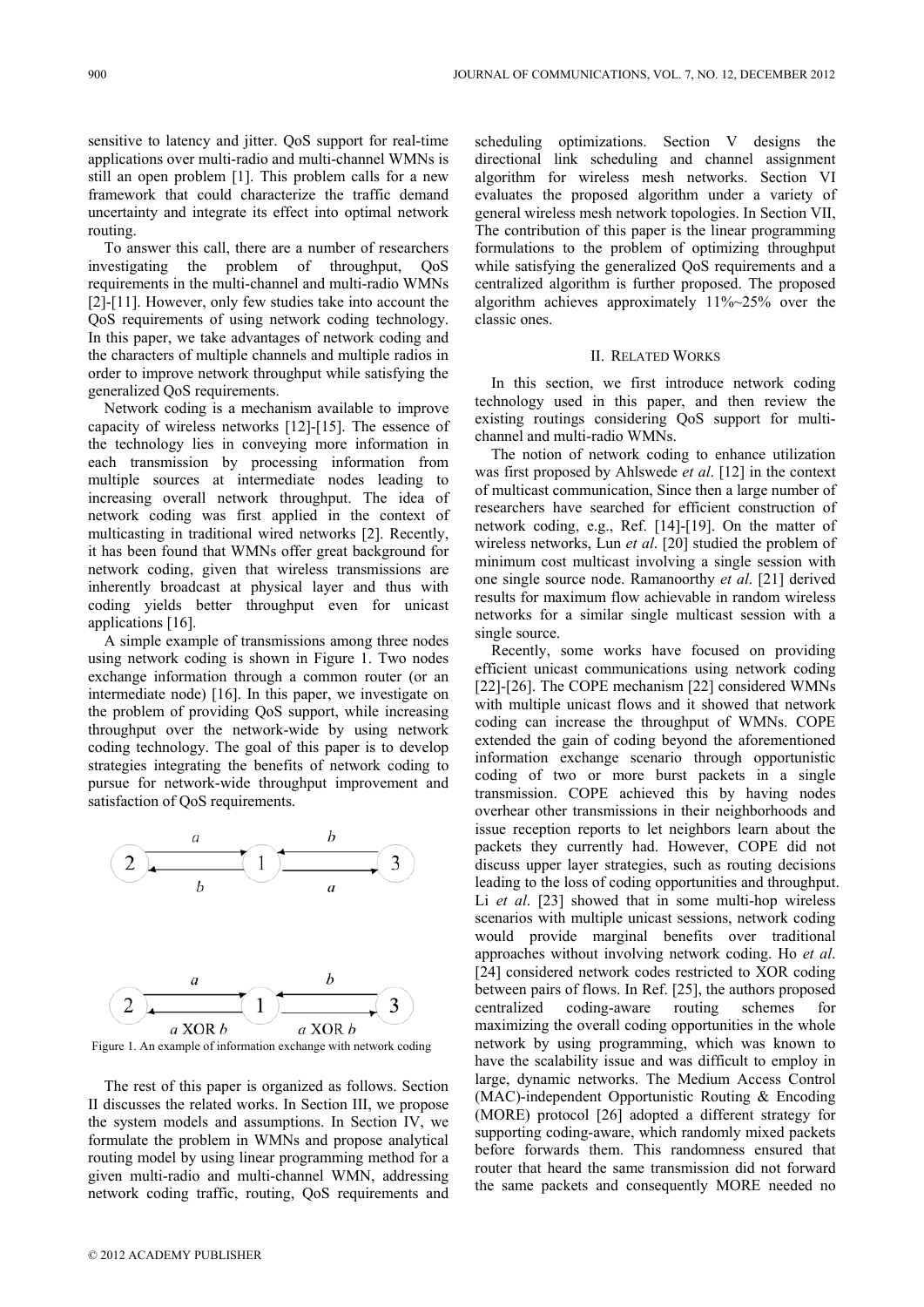sensitive to latency and jitter. QoS support for real-time applications over multi-radio and multi-channel WMNs is still an open problem [1]. This problem calls for a new framework that could characterize the traffic demand uncertainty and integrate its effect into optimal network routing.

To answer this call, there are a number of researchers investigating the problem of throughput, QoS requirements in the multi-channel and multi-radio WMNs [2]-[11]. However, only few studies take into account the QoS requirements of using network coding technology. In this paper, we take advantages of network coding and the characters of multiple channels and multiple radios in order to improve network throughput while satisfying the generalized QoS requirements.

Network coding is a mechanism available to improve capacity of wireless networks [12]-[15]. The essence of the technology lies in conveying more information in each transmission by processing information from multiple sources at intermediate nodes leading to increasing overall network throughput. The idea of network coding was first applied in the context of multicasting in traditional wired networks [2]. Recently, it has been found that WMNs offer great background for network coding, given that wireless transmissions are inherently broadcast at physical layer and thus with coding yields better throughput even for unicast applications [16].

A simple example of transmissions among three nodes using network coding is shown in Figure 1. Two nodes exchange information through a common router (or an intermediate node) [16]. In this paper, we investigate on the problem of providing QoS support, while increasing throughput over the network-wide by using network coding technology. The goal of this paper is to develop strategies integrating the benefits of network coding to pursue for network-wide throughput improvement and satisfaction of QoS requirements.

Figure 1. An example of information exchange with network coding

The rest of this paper is organized as follows. Section II discusses the related works. In Section III, we propose the system models and assumptions. In Section IV, we formulate the problem in WMNs and propose analytical routing model by using linear programming method for a given multi-radio and multi-channel WMN, addressing network coding traffic, routing, QoS requirements and scheduling optimizations. Section V designs the directional link scheduling and channel assignment algorithm for wireless mesh networks. Section VI evaluates the proposed algorithm under a variety of general wireless mesh network topologies. In Section VII, The contribution of this paper is the linear programming formulations to the problem of optimizing throughput while satisfying the generalized QoS requirements and a centralized algorithm is further proposed. The proposed algorithm achieves approximately 11%~25% over the classic ones.

## II. Related Works

In this section, we first introduce network coding technology used in this paper, and then review the existing routings considering QoS support for multi-channel and multi-radio WMNs.

The notion of network coding to enhance utilization was first proposed by Ahlswede *et al*. [12] in the context of multicast communication, Since then a large number of researchers have searched for efficient construction of network coding, e.g., Ref. [14]-[19]. On the matter of wireless networks, Lun *et al*. [20] studied the problem of minimum cost multicast involving a single session with one single source node. Ramanoorthy *et al*. [21] derived results for maximum flow achievable in random wireless networks for a similar single multicast session with a single source.

Recently, some works have focused on providing efficient unicast communications using network coding [22]-[26]. The COPE mechanism [22] considered WMNs with multiple unicast flows and it showed that network coding can increase the throughput of WMNs. COPE extended the gain of coding beyond the aforementioned information exchange scenario through opportunistic coding of two or more burst packets in a single transmission. COPE achieved this by having nodes overhear other transmissions in their neighborhoods and issue reception reports to let neighbors learn about the packets they currently had. However, COPE did not discuss upper layer strategies, such as routing decisions leading to the loss of coding opportunities and throughput. Li *et al*. [23] showed that in some multi-hop wireless scenarios with multiple unicast sessions, network coding would provide marginal benefits over traditional approaches without involving network coding. Ho *et al*. [24] considered network codes restricted to XOR coding between pairs of flows. In Ref. [25], the authors proposed centralized coding-aware routing schemes for maximizing the overall coding opportunities in the whole network by using programming, which was known to have the scalability issue and was difficult to employ in large, dynamic networks. The Medium Access Control (MAC)-independent Opportunistic Routing & Encoding (MORE) protocol [26] adopted a different strategy for supporting coding-aware, which randomly mixed packets before forwards them. This randomness ensured that router that heard the same transmission did not forward the same packets and consequently MORE needed no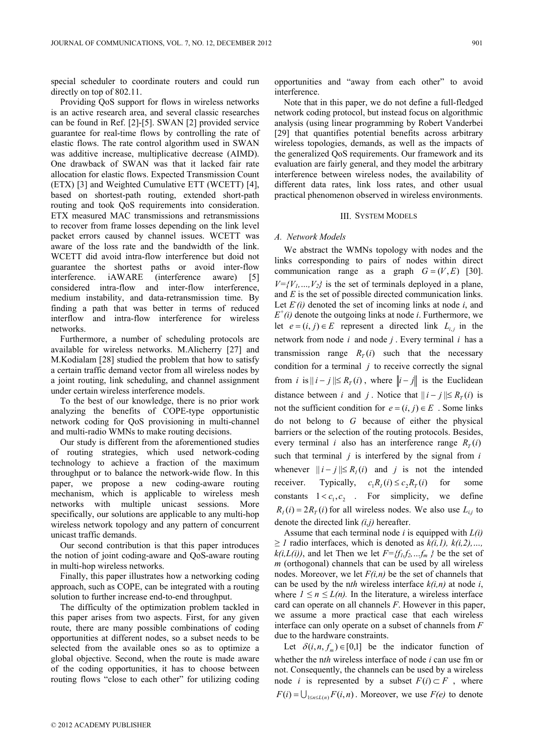special scheduler to coordinate routers and could run directly on top of 802.11.

Providing QoS support for flows in wireless networks is an active research area, and several classic researches can be found in Ref. [2]-[5]. SWAN [2] provided service guarantee for real-time flows by controlling the rate of elastic flows. The rate control algorithm used in SWAN was additive increase, multiplicative decrease (AIMD). One drawback of SWAN was that it lacked fair rate allocation for elastic flows. Expected Transmission Count (ETX) [3] and Weighted Cumulative ETT (WCETT) [4], based on shortest-path routing, extended short-path routing and took QoS requirements into consideration. ETX measured MAC transmissions and retransmissions to recover from frame losses depending on the link level packet errors caused by channel issues. WCETT was aware of the loss rate and the bandwidth of the link. WCETT did avoid intra-flow interference but doid not guarantee the shortest paths or avoid inter-flow interference. iAWARE (interference aware) [5] considered intra-flow and inter-flow interference, medium instability, and data-retransmission time. By finding a path that was better in terms of reduced interflow and intra-flow interference for wireless networks.

Furthermore, a number of scheduling protocols are available for wireless networks. M.Alicherry [27] and M.Kodialam [28] studied the problem that how to satisfy a certain traffic demand vector from all wireless nodes by a joint routing, link scheduling, and channel assignment under certain wireless interference models.

To the best of our knowledge, there is no prior work analyzing the benefits of COPE-type opportunistic network coding for QoS provisioning in multi-channel and multi-radio WMNs to make routing decisions.

Our study is different from the aforementioned studies of routing strategies, which used network-coding technology to achieve a fraction of the maximum throughput or to balance the network-wide flow. In this paper, we propose a new coding-aware routing mechanism, which is applicable to wireless mesh networks with multiple unicast sessions. More specifically, our solutions are applicable to any multi-hop wireless network topology and any pattern of concurrent unicast traffic demands.

Our second contribution is that this paper introduces the notion of joint coding-aware and QoS-aware routing in multi-hop wireless networks.

Finally, this paper illustrates how a networking coding approach, such as COPE, can be integrated with a routing solution to further increase end-to-end throughput.

The difficulty of the optimization problem tackled in this paper arises from two aspects. First, for any given route, there are many possible combinations of coding opportunities at different nodes, so a subset needs to be selected from the available ones so as to optimize a global objective. Second, when the route is made aware of the coding opportunities, it has to choose between routing flows "close to each other" for utilizing coding opportunities and "away from each other" to avoid interference.

Note that in this paper, we do not define a full-fledged network coding protocol, but instead focus on algorithmic analysis (using linear programming by Robert Vanderbei [29] that quantifies potential benefits across arbitrary wireless topologies, demands, as well as the impacts of the generalized QoS requirements. Our framework and its evaluation are fairly general, and they model the arbitrary interference between wireless nodes, the availability of different data rates, link loss rates, and other usual practical phenomenon observed in wireless environments.

## III. System Models

### A. Network Models

We abstract the WMNs topology with nodes and the links corresponding to pairs of nodes within direct communication range as a graph $G = (V, E)$ [30]. $V=\{V_1,\ldots,V_2\}$ is the set of terminals deployed in a plane, and $E$ is the set of possible directed communication links. Let $E^-(i)$ denoted the set of incoming links at node $i$, and $E^+(i)$ denote the outgoing links at node $i$. Furthermore, we let $e = (i, j) \in E$ represent a directed link $L_{i,j}$ in the network from node $i$ and node $j$. Every terminal $i$ has a transmission range $R_T(i)$ such that the necessary condition for a terminal $j$ to receive correctly the signal from $i$ is $\| i - j \| \le R_T(i)$, where $\|i - j\|$ is the Euclidean distance between $i$ and $j$. Notice that $\| i - j \| \le R_T(i)$ is not the sufficient condition for $e = (i, j) \in E$. Some links do not belong to $G$ because of either the physical barriers or the selection of the routing protocols. Besides, every terminal $i$ also has an interference range $R_T(i)$ such that terminal $j$ is interfered by the signal from $i$ whenever $\| i - j \| \le R_I(i)$ and $j$ is not the intended receiver. Typically, $c_1 R_I(i) \le c_2 R_T(i)$ for some constants $1 < c_1, c_2$. For simplicity, we define $R_I(i) = 2R_T(i)$ for all wireless nodes. We also use $L_{i,j}$ to denote the directed link $(i,j)$ hereafter.

Assume that each terminal node $i$ is equipped with $L(i) \ge 1$ radio interfaces, which is denoted as $k(i,1)$, $k(i,2),\ldots, k(i,L(i))$, and let Then we let $F=\{f_1,f_2,\ldots f_m\}$ be the set of $m$ (orthogonal) channels that can be used by all wireless nodes. Moreover, we let $F(i,n)$ be the set of channels that can be used by the $n$*th* wireless interface $k(i,n)$ at node $i$, where $1 \le n \le L(n)$. In the literature, a wireless interface card can operate on all channels $F$. However in this paper, we assume a more practical case that each wireless interface can only operate on a subset of channels from $F$ due to the hardware constraints.

Let $\delta(i, n, f_m) \in [0,1]$ be the indicator function of whether the $n$*th* wireless interface of node $i$ can use fm or not. Consequently, the channels can be used by a wireless node $i$ is represented by a subset $F(i) \subset F$, where $F(i) = \bigcup_{1 \le n \le L(n)} F(i, n)$. Moreover, we use $F(e)$ to denote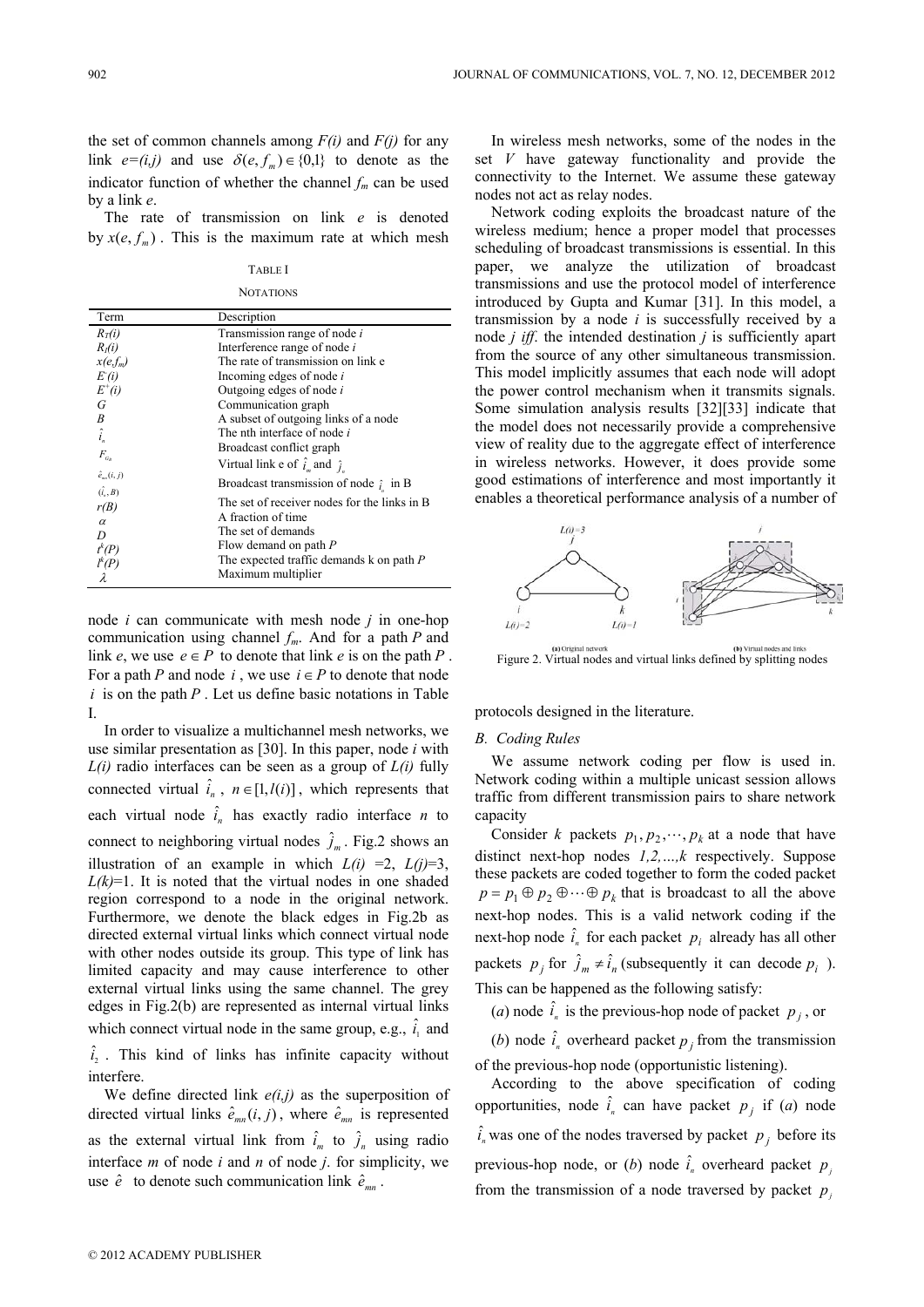the set of common channels among $F(i)$ and $F(j)$ for any link $e=(i,j)$ and use $\delta(e, f_m) \in \{0,1\}$ to denote as the indicator function of whether the channel $f_m$ can be used by a link $e$.

The rate of transmission on link $e$ is denoted by $x(e, f_m)$. This is the maximum rate at which mesh node $i$ can communicate with mesh node $j$ in one-hop communication using channel $f_m$. And for a path $P$ and link $e$, we use $e \in P$ to denote that link $e$ is on the path $P$. For a path $P$ and node $i$, we use $i \in P$ to denote that node $i$ is on the path $P$. Let us define basic notations in Table I.

TABLE I

NOTATIONS

| Term | Description |
|---|---|
| $R_T(i)$ | Transmission range of node $i$ |
| $R_I(i)$ | Interference range of node $i$ |
| $x(e,f_m)$ | The rate of transmission on link e |
| $E^-(i)$ | Incoming edges of node $i$ |
| $E^+(i)$ | Outgoing edges of node $i$ |
| $G$ | Communication graph |
| $B$ | A subset of outgoing links of a node |
| $\hat{i}_n$ | The nth interface of node $i$ |
| $F_{G_B}$ | Broadcast conflict graph |
| $\hat{e}_{mn}(i,j)$ | Virtual link e of $\hat{i}_m$ and $\hat{j}_n$ |
| $(\hat{i}_n, B)$ | Broadcast transmission of node $\hat{i}_n$ in B |
| $r(B)$ | The set of receiver nodes for the links in B |
| $\alpha$ | A fraction of time |
| $D$ | The set of demands |
| $t^k(P)$ | Flow demand on path $P$ |
| $l^k(P)$ | The expected traffic demands k on path $P$ |
| $\lambda$ | Maximum multiplier |

In order to visualize a multichannel mesh networks, we use similar presentation as [30]. In this paper, node $i$ with $L(i)$ radio interfaces can be seen as a group of $L(i)$ fully connected virtual $\hat{i}_n$, $n \in [1, l(i)]$, which represents that each virtual node $\hat{i}_n$ has exactly radio interface $n$ to connect to neighboring virtual nodes $\hat{j}_m$. Fig.2 shows an illustration of an example in which $L(i)$ =2, $L(j)$=3, $L(k)$=1. It is noted that the virtual nodes in one shaded region correspond to a node in the original network. Furthermore, we denote the black edges in Fig.2b as directed external virtual links which connect virtual node with other nodes outside its group. This type of link has limited capacity and may cause interference to other external virtual links using the same channel. The grey edges in Fig.2(b) are represented as internal virtual links which connect virtual node in the same group, e.g., $\hat{i}_1$ and $\hat{i}_2$. This kind of links has infinite capacity without interfere.

We define directed link $e(i,j)$ as the superposition of directed virtual links $\hat{e}_{mn}(i,j)$, where $\hat{e}_{mn}$ is represented as the external virtual link from $\hat{i}_m$ to $\hat{j}_n$ using radio interface $m$ of node $i$ and $n$ of node $j$. for simplicity, we use $\hat{e}$ to denote such communication link $\hat{e}_{mn}$.

In wireless mesh networks, some of the nodes in the set $V$ have gateway functionality and provide the connectivity to the Internet. We assume these gateway nodes not act as relay nodes.

Network coding exploits the broadcast nature of the wireless medium; hence a proper model that processes scheduling of broadcast transmissions is essential. In this paper, we analyze the utilization of broadcast transmissions and use the protocol model of interference introduced by Gupta and Kumar [31]. In this model, a transmission by a node $i$ is successfully received by a node $j$ *iff*: the intended destination $j$ is sufficiently apart from the source of any other simultaneous transmission. This model implicitly assumes that each node will adopt the power control mechanism when it transmits signals. Some simulation analysis results [32][33] indicate that the model does not necessarily provide a comprehensive view of reality due to the aggregate effect of interference in wireless networks. However, it does provide some good estimations of interference and most importantly it enables a theoretical performance analysis of a number of protocols designed in the literature.

(a) Original network (b) Virtual nodes and virtual links

Figure 2. Virtual nodes and virtual links defined by splitting nodes

### B. Coding Rules

We assume network coding per flow is used in. Network coding within a multiple unicast session allows traffic from different transmission pairs to share network capacity

Consider $k$ packets $p_1, p_2, \cdots, p_k$ at a node that have distinct next-hop nodes $1,2,\ldots,k$ respectively. Suppose these packets are coded together to form the coded packet $p = p_1 \oplus p_2 \oplus \cdots \oplus p_k$ that is broadcast to all the above next-hop nodes. This is a valid network coding if the next-hop node $\hat{i}_n$ for each packet $p_i$ already has all other packets $p_j$ for $\hat{j}_m \neq \hat{i}_n$ (subsequently it can decode $p_i$). This can be happened as the following satisfy:

(*a*) node $\hat{i}_n$ is the previous-hop node of packet $p_j$, or

(*b*) node $\hat{i}_n$ overheard packet $p_j$ from the transmission of the previous-hop node (opportunistic listening).

According to the above specification of coding opportunities, node $\hat{i}_n$ can have packet $p_j$ if (*a*) node $\hat{i}_n$ was one of the nodes traversed by packet $p_j$ before its previous-hop node, or (*b*) node $\hat{i}_n$ overheard packet $p_j$ from the transmission of a node traversed by packet $p_j$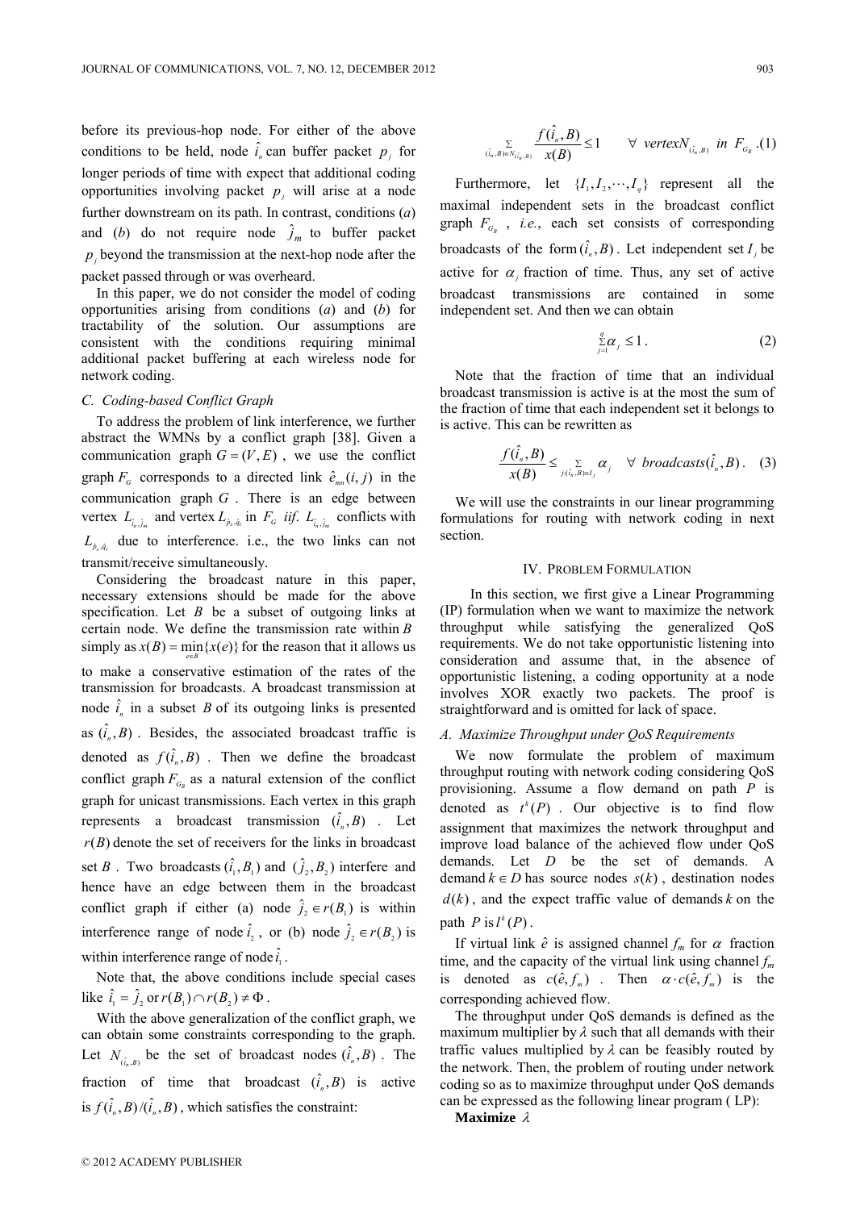before its previous-hop node. For either of the above conditions to be held, node $\hat{i}_n$ can buffer packet $p_j$ for longer periods of time with expect that additional coding opportunities involving packet $p_j$ will arise at a node further downstream on its path. In contrast, conditions (*a*) and (*b*) do not require node $\hat{j}_m$ to buffer packet $p_j$ beyond the transmission at the next-hop node after the packet passed through or was overheard.

In this paper, we do not consider the model of coding opportunities arising from conditions (*a*) and (*b*) for tractability of the solution. Our assumptions are consistent with the conditions requiring minimal additional packet buffering at each wireless node for network coding.

### *C. Coding-based Conflict Graph*

To address the problem of link interference, we further abstract the WMNs by a conflict graph [38]. Given a communication graph $G=(V,E)$, we use the conflict graph $F_G$ corresponds to a directed link $\hat{e}_{mn}(i,j)$ in the communication graph $G$. There is an edge between vertex $L_{\hat{i}_n,\hat{j}_m}$ and vertex $L_{\hat{p}_s,\hat{q}_t}$ in $F_G$ *iif*. $L_{\hat{i}_n,\hat{j}_m}$ conflicts with $L_{\hat{p}_s,\hat{q}_t}$ due to interference. i.e., the two links can not transmit/receive simultaneously.

Considering the broadcast nature in this paper, necessary extensions should be made for the above specification. Let $B$ be a subset of outgoing links at certain node. We define the transmission rate within $B$ simply as $x(B)=\min_{e\in B}\{x(e)\}$ for the reason that it allows us to make a conservative estimation of the rates of the transmission for broadcasts. A broadcast transmission at node $\hat{i}_n$ in a subset $B$ of its outgoing links is presented as $(\hat{i}_n, B)$. Besides, the associated broadcast traffic is denoted as $f(\hat{i}_n, B)$. Then we define the broadcast conflict graph $F_{G_B}$ as a natural extension of the conflict graph for unicast transmissions. Each vertex in this graph represents a broadcast transmission $(\hat{i}_n, B)$. Let $r(B)$ denote the set of receivers for the links in broadcast set $B$. Two broadcasts $(\hat{i}_1, B_1)$ and $(\hat{j}_2, B_2)$ interfere and hence have an edge between them in the broadcast conflict graph if either (a) node $\hat{j}_2 \in r(B_1)$ is within interference range of node $\hat{i}_2$, or (b) node $\hat{j}_2 \in r(B_2)$ is within interference range of node $\hat{i}_1$.

Note that, the above conditions include special cases like $\hat{i}_1 = \hat{j}_2$ or $r(B_1)\cap r(B_2) \neq \Phi$.

With the above generalization of the conflict graph, we can obtain some constraints corresponding to the graph. Let $N_{(\hat{i}_n,B)}$ be the set of broadcast nodes $(\hat{i}_n, B)$. The fraction of time that broadcast $(\hat{i}_n, B)$ is active is $f(\hat{i}_n, B)/(\hat{i}_n, B)$, which satisfies the constraint:

$$\sum_{(\hat{i}_n,B)\in N_{(\hat{i}_n,B)}} \frac{f(\hat{i}_n,B)}{x(B)} \le 1 \qquad \forall \; vertex N_{(\hat{i}_n,B)} \; in \; F_{G_B} . (1)$$

Furthermore, let $\{I_1, I_2, \cdots, I_q\}$ represent all the maximal independent sets in the broadcast conflict graph $F_{G_B}$, *i.e.*, each set consists of corresponding broadcasts of the form $(\hat{i}_n, B)$. Let independent set $I_j$ be active for $\alpha_j$ fraction of time. Thus, any set of active broadcast transmissions are contained in some independent set. And then we can obtain

$$\sum_{j=1}^{q} \alpha_j \le 1 . \tag{2}$$

Note that the fraction of time that an individual broadcast transmission is active is at the most the sum of the fraction of time that each independent set it belongs to is active. This can be rewritten as

$$\frac{f(\hat{i}_n,B)}{x(B)} \le \sum_{j:(\hat{i}_n,B)\in I_j} \alpha_j \quad \forall \; broadcasts(\hat{i}_n,B) . \tag{3}$$

We will use the constraints in our linear programming formulations for routing with network coding in next section.

## IV. Problem Formulation

In this section, we first give a Linear Programming (IP) formulation when we want to maximize the network throughput while satisfying the generalized QoS requirements. We do not take opportunistic listening into consideration and assume that, in the absence of opportunistic listening, a coding opportunity at a node involves XOR exactly two packets. The proof is straightforward and is omitted for lack of space.

### *A. Maximize Throughput under QoS Requirements*

We now formulate the problem of maximum throughput routing with network coding considering QoS provisioning. Assume a flow demand on path $P$ is denoted as $t^k(P)$. Our objective is to find flow assignment that maximizes the network throughput and improve load balance of the achieved flow under QoS demands. Let $D$ be the set of demands. A demand $k \in D$ has source nodes $s(k)$, destination nodes $d(k)$, and the expect traffic value of demands $k$ on the path $P$ is $l^k(P)$.

If virtual link $\hat{e}$ is assigned channel $f_m$ for $\alpha$ fraction time, and the capacity of the virtual link using channel $f_m$ is denoted as $c(\hat{e}, f_m)$. Then $\alpha \cdot c(\hat{e}, f_m)$ is the corresponding achieved flow.

The throughput under QoS demands is defined as the maximum multiplier by $\lambda$ such that all demands with their traffic values multiplied by $\lambda$ can be feasibly routed by the network. Then, the problem of routing under network coding so as to maximize throughput under QoS demands can be expressed as the following linear program ( LP):

**Maximize** $\lambda$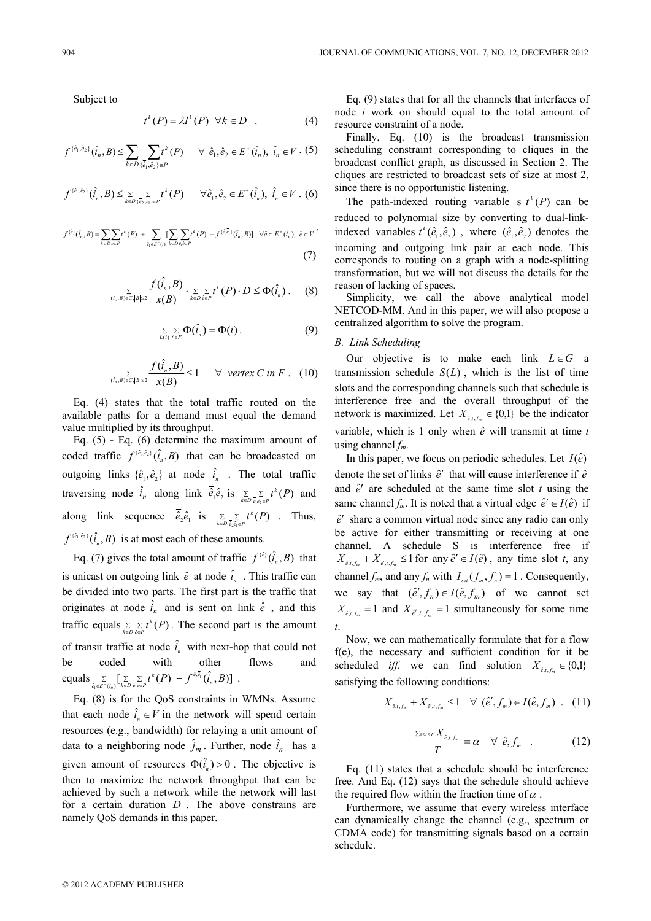Subject to

$$t^k(P) = \lambda l^k(P) \quad \forall k \in D \quad . \qquad (4)$$

$$f^{\{\hat{e}_1,\hat{e}_2\}}(\hat{i}_n, B) \le \sum_{k\in D}\sum_{\{\bar{\bar{e}}_1,\hat{e}_2\}\in P} t^k(P) \qquad \forall\ \hat{e}_1,\hat{e}_2 \in E^+(\hat{i}_n),\ \hat{i}_n \in V \ . \ (5)$$

$$f^{\{\hat{e}_1,\hat{e}_2\}}(\hat{i}_n, B) \le \sum_{k\in D}\sum_{\{\bar{\bar{e}}_2,\hat{e}_1\}\in P} t^k(P) \qquad \forall \hat{e}_1,\hat{e}_2 \in E^+(\hat{i}_n),\ \hat{i}_n \in V \ . \ (6)$$

$$f^{\{\hat{e}\}}(\hat{i}_n, B) = \sum_{k\in D}\sum_{\hat{e}\in P} t^k(P) \ + \sum_{\hat{e}_1\in E^-(i)} [\sum_{k\in D}\sum_{\hat{e}_1\hat{e}\in P} t^k(P) \ - f^{\{\hat{e},\bar{\bar{e}}_1\}}(\hat{i}_n, B)] \quad \forall \hat{e}\in E^+(\hat{i}_n),\ \hat{e}\in V \ . \qquad (7)$$

$$\sum_{(\hat{i}_n,B)\in C,|B|\le 2} \frac{f(\hat{i}_n,B)}{x(B)} \cdot \sum_{k\in D}\sum_{\hat{e}\in P} t^k(P)\cdot D \le \Phi(\hat{i}_n) \ . \qquad (8)$$

$$\sum_{L(i)}\sum_{f\in F} \Phi(\hat{i}_n) = \Phi(i) \ . \qquad (9)$$

$$\sum_{(\hat{i}_n,B)\in C,|B|\le 2} \frac{f(\hat{i}_n,B)}{x(B)} \le 1 \qquad \forall \ vertex\ C\ in\ F \ . \quad (10)$$

Eq. (4) states that the total traffic routed on the available paths for a demand must equal the demand value multiplied by its throughput.

Eq. (5) - Eq. (6) determine the maximum amount of coded traffic $f^{\{\hat{e}_1,\hat{e}_2\}}(\hat{i}_n, B)$ that can be broadcasted on outgoing links $\{\hat{e}_1,\hat{e}_2\}$ at node $\hat{i}_n$. The total traffic traversing node $\hat{i}_n$ along link $\bar{\bar{e}}_1\hat{e}_2$ is $\sum_{k\in D}\sum_{\bar{\bar{e}}_1\hat{e}_2\in P} t^k(P)$ and along link sequence $\bar{\bar{e}}_2\hat{e}_1$ is $\sum_{k\in D}\sum_{\bar{\bar{e}}_2\hat{e}_1\in P} t^k(P)$. Thus, $f^{\{\hat{e}_1,\hat{e}_2\}}(\hat{i}_n, B)$ is at most each of these amounts.

Eq. (7) gives the total amount of traffic $f^{\{\hat{e}\}}(\hat{i}_n, B)$ that is unicast on outgoing link $\hat{e}$ at node $\hat{i}_n$. This traffic can be divided into two parts. The first part is the traffic that originates at node $\hat{i}_n$ and is sent on link $\hat{e}$, and this traffic equals $\sum_{k\in D}\sum_{\hat{e}\in P} t^k(P)$. The second part is the amount of transit traffic at node $\hat{i}_n$ with next-hop that could not be coded with other flows and equals $\sum_{\hat{e}_1\in E^-(\hat{i}_n)} [\sum_{k\in D}\sum_{\hat{e}_1\hat{e}\in P} t^k(P) \ - f^{\hat{e},\bar{\bar{e}}_1}(\hat{i}_n, B)]$.

Eq. (8) is for the QoS constraints in WMNs. Assume that each node $\hat{i}_n \in V$ in the network will spend certain resources (e.g., bandwidth) for relaying a unit amount of data to a neighboring node $\hat{j}_m$. Further, node $\hat{i}_n$ has a given amount of resources $\Phi(\hat{i}_n) > 0$. The objective is then to maximize the network throughput that can be achieved by such a network while the network will last for a certain duration $D$. The above constrains are namely QoS demands in this paper.

Eq. (9) states that for all the channels that interfaces of node $i$ work on should equal to the total amount of resource constraint of a node.

Finally, Eq. (10) is the broadcast transmission scheduling constraint corresponding to cliques in the broadcast conflict graph, as discussed in Section 2. The cliques are restricted to broadcast sets of size at most 2, since there is no opportunistic listening.

The path-indexed routing variable s $t^k(P)$ can be reduced to polynomial size by converting to dual-link-indexed variables $t^k(\hat{e}_1,\hat{e}_2)$, where $(\hat{e}_1,\hat{e}_2)$ denotes the incoming and outgoing link pair at each node. This corresponds to routing on a graph with a node-splitting transformation, but we will not discuss the details for the reason of lacking of spaces.

Simplicity, we call the above analytical model NETCOD-MM. And in this paper, we will also propose a centralized algorithm to solve the program.

## *B. Link Scheduling*

Our objective is to make each link $L \in G$ a transmission schedule $S(L)$, which is the list of time slots and the corresponding channels such that schedule is interference free and the overall throughput of the network is maximized. Let $X_{\hat{e},t,f_m} \in \{0,1\}$ be the indicator variable, which is 1 only when $\hat{e}$ will transmit at time $t$ using channel $f_m$.

In this paper, we focus on periodic schedules. Let $I(\hat{e})$ denote the set of links $\hat{e}'$ that will cause interference if $\hat{e}$ and $\hat{e}'$ are scheduled at the same time slot $t$ using the same channel $f_m$. It is noted that a virtual edge $\hat{e}' \in I(\hat{e})$ if $\hat{e}'$ share a common virtual node since any radio can only be active for either transmitting or receiving at one channel. A schedule S is interference free if $X_{\hat{e},t,f_m} + X_{\hat{e}',t,f_m} \le 1$ for any $\hat{e}' \in I(\hat{e})$, any time slot $t$, any channel $f_m$, and any $f_n$ with $I_{set}(f_m, f_n) = 1$. Consequently, we say that $(\hat{e}', f_n) \in I(\hat{e}, f_m)$ of we cannot set $X_{\hat{e},t,f_m} = 1$ and $X_{\hat{e}',t,f_m} = 1$ simultaneously for some time $t$.

Now, we can mathematically formulate that for a flow f(e), the necessary and sufficient condition for it be scheduled *iff*. we can find solution $X_{\hat{e},t,f_m} \in \{0,1\}$ satisfying the following conditions:

$$X_{\hat{e},t,f_m} + X_{\hat{e}',t,f_m} \le 1 \quad \forall\ (\hat{e}', f_m) \in I(\hat{e}, f_m) \ . \quad (11)$$

$$\frac{\sum_{1\le t\le T} X_{\hat{e},t,f_m}}{T} = \alpha \quad \forall\ \hat{e}, f_m \quad . \qquad (12)$$

Eq. (11) states that a schedule should be interference free. And Eq. (12) says that the schedule should achieve the required flow within the fraction time of $\alpha$.

Furthermore, we assume that every wireless interface can dynamically change the channel (e.g., spectrum or CDMA code) for transmitting signals based on a certain schedule.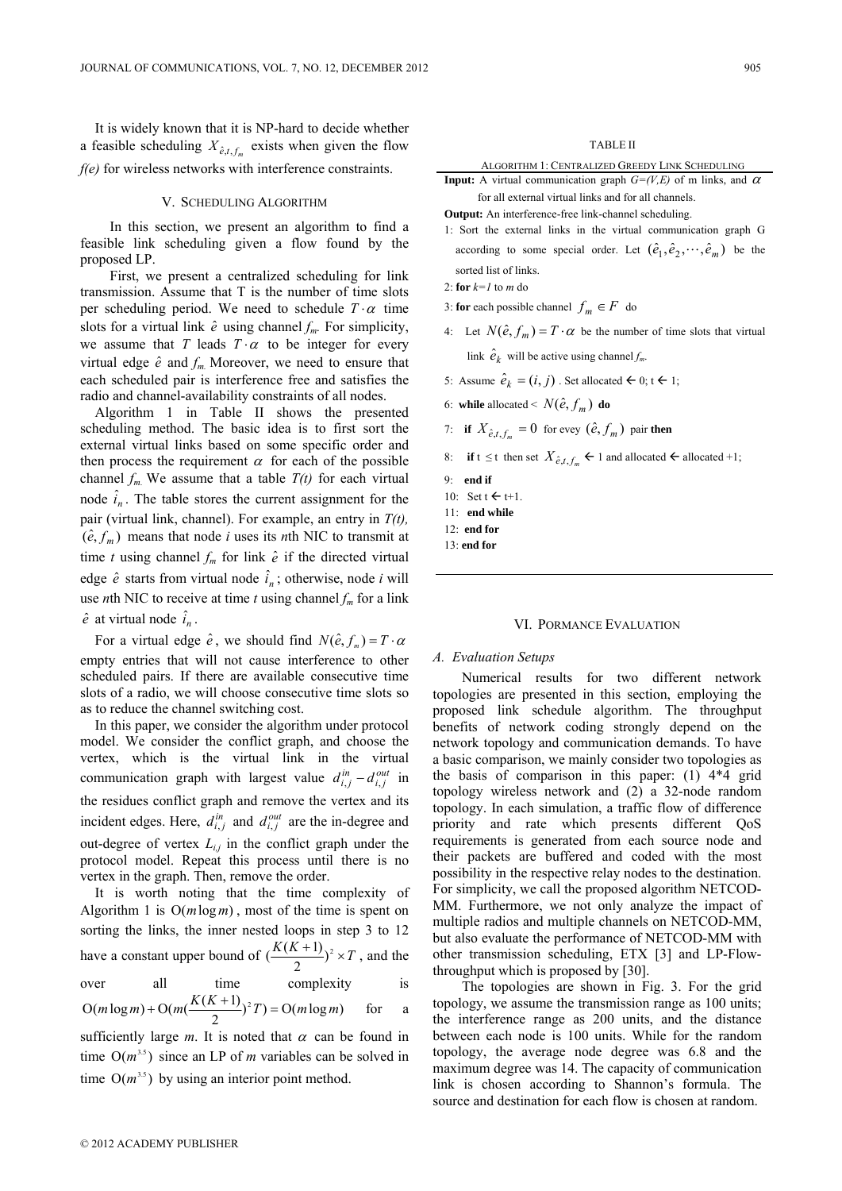It is widely known that it is NP-hard to decide whether a feasible scheduling $X_{\hat{e},t,f_m}$ exists when given the flow *f(e)* for wireless networks with interference constraints.

## V. Scheduling Algorithm

In this section, we present an algorithm to find a feasible link scheduling given a flow found by the proposed LP.

First, we present a centralized scheduling for link transmission. Assume that T is the number of time slots per scheduling period. We need to schedule $T \cdot \alpha$ time slots for a virtual link $\hat{e}$ using channel $f_m$. For simplicity, we assume that $T$ leads $T \cdot \alpha$ to be integer for every virtual edge $\hat{e}$ and $f_m$. Moreover, we need to ensure that each scheduled pair is interference free and satisfies the radio and channel-availability constraints of all nodes.

Algorithm 1 in Table II shows the presented scheduling method. The basic idea is to first sort the external virtual links based on some specific order and then process the requirement $\alpha$ for each of the possible channel $f_m$. We assume that a table *T(t)* for each virtual node $\hat{i}_n$. The table stores the current assignment for the pair (virtual link, channel). For example, an entry in *T(t)*, $(\hat{e}, f_m)$ means that node *i* uses its *n*th NIC to transmit at time *t* using channel $f_m$ for link $\hat{e}$ if the directed virtual edge $\hat{e}$ starts from virtual node $\hat{i}_n$; otherwise, node *i* will use *n*th NIC to receive at time *t* using channel $f_m$ for a link $\hat{e}$ at virtual node $\hat{i}_n$.

For a virtual edge $\hat{e}$, we should find $N(\hat{e}, f_m) = T \cdot \alpha$ empty entries that will not cause interference to other scheduled pairs. If there are available consecutive time slots of a radio, we will choose consecutive time slots so as to reduce the channel switching cost.

In this paper, we consider the algorithm under protocol model. We consider the conflict graph, and choose the vertex, which is the virtual link in the virtual communication graph with largest value $d_{i,j}^{in} - d_{i,j}^{out}$ in the residues conflict graph and remove the vertex and its incident edges. Here, $d_{i,j}^{in}$ and $d_{i,j}^{out}$ are the in-degree and out-degree of vertex $L_{i,j}$ in the conflict graph under the protocol model. Repeat this process until there is no vertex in the graph. Then, remove the order.

It is worth noting that the time complexity of Algorithm 1 is $O(m \log m)$, most of the time is spent on sorting the links, the inner nested loops in step 3 to 12 have a constant upper bound of $(\frac{K(K+1)}{2})^2 \times T$, and the over all time complexity is $O(m \log m) + O(m(\frac{K(K+1)}{2})^2 T) = O(m \log m)$ for a sufficiently large *m*. It is noted that $\alpha$ can be found in time $O(m^{3.5})$ since an LP of *m* variables can be solved in time $O(m^{3.5})$ by using an interior point method.

TABLE II

ALGORITHM 1: CENTRALIZED GREEDY LINK SCHEDULING

**Input:** A virtual communication graph *G=(V,E)* of m links, and $\alpha$ for all external virtual links and for all channels.

**Output:** An interference-free link-channel scheduling.

1: Sort the external links in the virtual communication graph G according to some special order. Let $(\hat{e}_1, \hat{e}_2, \cdots, \hat{e}_m)$ be the sorted list of links.
2: **for** *k=1* to *m* do
3: **for** each possible channel $f_m \in F$ do
4: Let $N(\hat{e}, f_m) = T \cdot \alpha$ be the number of time slots that virtual link $\hat{e}_k$ will be active using channel $f_m$.
5: Assume $\hat{e}_k = (i, j)$. Set allocated ← 0; t ← 1;
6: **while** allocated < $N(\hat{e}, f_m)$ **do**
7: **if** $X_{\hat{e},t,f_m} = 0$ for evey $(\hat{e}, f_m)$ pair **then**
8: **if** t ≤ t then set $X_{\hat{e},t,f_m}$ ← 1 and allocated ← allocated +1;
9: **end if**
10: Set t ← t+1.
11: **end while**
12: **end for**
13: **end for**

## VI. Pormance Evaluation

### A. Evaluation Setups

Numerical results for two different network topologies are presented in this section, employing the proposed link schedule algorithm. The throughput benefits of network coding strongly depend on the network topology and communication demands. To have a basic comparison, we mainly consider two topologies as the basis of comparison in this paper: (1) 4*4 grid topology wireless network and (2) a 32-node random topology. In each simulation, a traffic flow of difference priority and rate which presents different QoS requirements is generated from each source node and their packets are buffered and coded with the most possibility in the respective relay nodes to the destination. For simplicity, we call the proposed algorithm NETCOD-MM. Furthermore, we not only analyze the impact of multiple radios and multiple channels on NETCOD-MM, but also evaluate the performance of NETCOD-MM with other transmission scheduling, ETX [3] and LP-Flow-throughput which is proposed by [30].

The topologies are shown in Fig. 3. For the grid topology, we assume the transmission range as 100 units; the interference range as 200 units, and the distance between each node is 100 units. While for the random topology, the average node degree was 6.8 and the maximum degree was 14. The capacity of communication link is chosen according to Shannon's formula. The source and destination for each flow is chosen at random.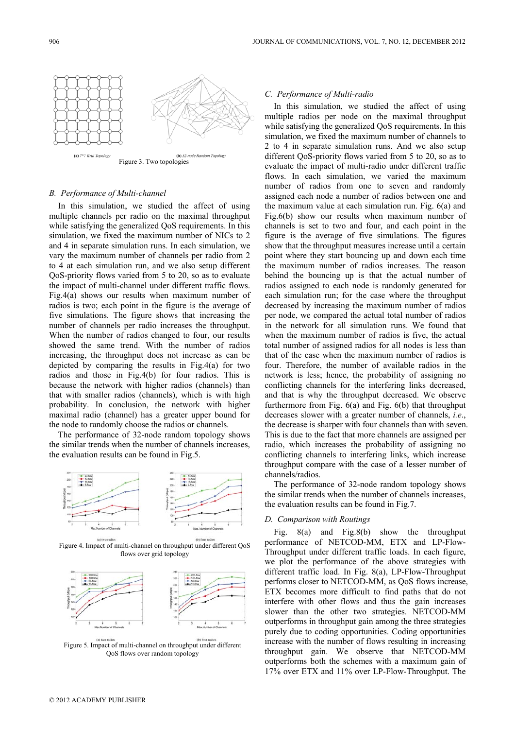Figure 3. Two topologies

(a) 7*7 Grid Topology (b) 32-node Random Topology

### *B. Performance of Multi-channel*

In this simulation, we studied the affect of using multiple channels per radio on the maximal throughput while satisfying the generalized QoS requirements. In this simulation, we fixed the maximum number of NICs to 2 and 4 in separate simulation runs. In each simulation, we vary the maximum number of channels per radio from 2 to 4 at each simulation run, and we also setup different QoS-priority flows varied from 5 to 20, so as to evaluate the impact of multi-channel under different traffic flows. Fig.4(a) shows our results when maximum number of radios is two; each point in the figure is the average of five simulations. The figure shows that increasing the number of channels per radio increases the throughput. When the number of radios changed to four, our results showed the same trend. With the number of radios increasing, the throughput does not increase as can be depicted by comparing the results in Fig.4(a) for two radios and those in Fig.4(b) for four radios. This is because the network with higher radios (channels) than that with smaller radios (channels), which is with high probability. In conclusion, the network with higher maximal radio (channel) has a greater upper bound for the node to randomly choose the radios or channels.

The performance of 32-node random topology shows the similar trends when the number of channels increases, the evaluation results can be found in Fig.5.

(a) two radios (b) four radios

Figure 4. Impact of multi-channel on throughput under different QoS flows over grid topology

(a) two radios (b) four radios

Figure 5. Impact of multi-channel on throughput under different QoS flows over random topology

### *C. Performance of Multi-radio*

In this simulation, we studied the affect of using multiple radios per node on the maximal throughput while satisfying the generalized QoS requirements. In this simulation, we fixed the maximum number of channels to 2 to 4 in separate simulation runs. And we also setup different QoS-priority flows varied from 5 to 20, so as to evaluate the impact of multi-radio under different traffic flows. In each simulation, we varied the maximum number of radios from one to seven and randomly assigned each node a number of radios between one and the maximum value at each simulation run. Fig. 6(a) and Fig.6(b) show our results when maximum number of channels is set to two and four, and each point in the figure is the average of five simulations. The figures show that the throughput measures increase until a certain point where they start bouncing up and down each time the maximum number of radios increases. The reason behind the bouncing up is that the actual number of radios assigned to each node is randomly generated for each simulation run; for the case where the throughput decreased by increasing the maximum number of radios per node, we compared the actual total number of radios in the network for all simulation runs. We found that when the maximum number of radios is five, the actual total number of assigned radios for all nodes is less than that of the case when the maximum number of radios is four. Therefore, the number of available radios in the network is less; hence, the probability of assigning no conflicting channels for the interfering links decreased, and that is why the throughput decreased. We observe furthermore from Fig. 6(a) and Fig. 6(b) that throughput decreases slower with a greater number of channels, *i.e*., the decrease is sharper with four channels than with seven. This is due to the fact that more channels are assigned per radio, which increases the probability of assigning no conflicting channels to interfering links, which increase throughput compare with the case of a lesser number of channels/radios.

The performance of 32-node random topology shows the similar trends when the number of channels increases, the evaluation results can be found in Fig.7.

### *D. Comparison with Routings*

Fig. 8(a) and Fig.8(b) show the throughput performance of NETCOD-MM, ETX and LP-Flow-Throughput under different traffic loads. In each figure, we plot the performance of the above strategies with different traffic load. In Fig. 8(a), LP-Flow-Throughput performs closer to NETCOD-MM, as QoS flows increase, ETX becomes more difficult to find paths that do not interfere with other flows and thus the gain increases slower than the other two strategies. NETCOD-MM outperforms in throughput gain among the three strategies purely due to coding opportunities. Coding opportunities increase with the number of flows resulting in increasing throughput gain. We observe that NETCOD-MM outperforms both the schemes with a maximum gain of 17% over ETX and 11% over LP-Flow-Throughput. The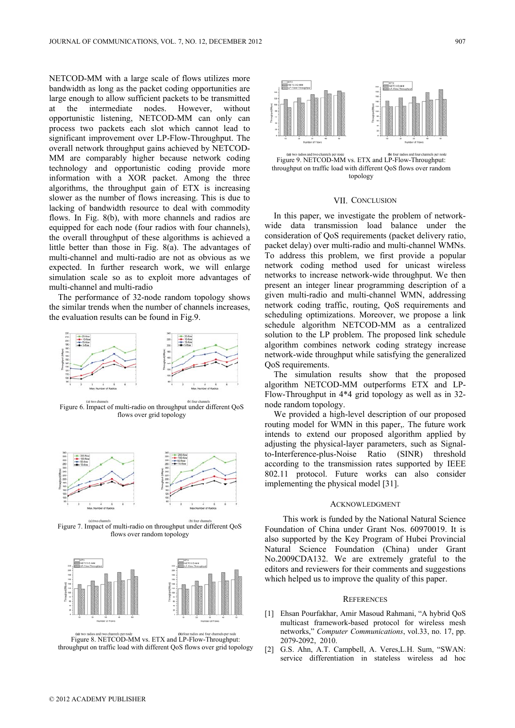NETCOD-MM with a large scale of flows utilizes more bandwidth as long as the packet coding opportunities are large enough to allow sufficient packets to be transmitted at the intermediate nodes. However, without opportunistic listening, NETCOD-MM can only can process two packets each slot which cannot lead to significant improvement over LP-Flow-Throughput. The overall network throughput gains achieved by NETCOD-MM are comparably higher because network coding technology and opportunistic coding provide more information with a XOR packet. Among the three algorithms, the throughput gain of ETX is increasing slower as the number of flows increasing. This is due to lacking of bandwidth resource to deal with commodity flows. In Fig. 8(b), with more channels and radios are equipped for each node (four radios with four channels), the overall throughput of these algorithms is achieved a little better than those in Fig. 8(a). The advantages of multi-channel and multi-radio are not as obvious as we expected. In further research work, we will enlarge simulation scale so as to exploit more advantages of multi-channel and multi-radio

The performance of 32-node random topology shows the similar trends when the number of channels increases, the evaluation results can be found in Fig.9.

(a) two channels (b) four channels

Figure 6. Impact of multi-radio on throughput under different QoS flows over grid topology

(a) two channels (b) four channels

Figure 7. Impact of multi-radio on throughput under different QoS flows over random topology

(a) two radios and two channels per node (b) four radios and four channels per node

Figure 8. NETCOD-MM vs. ETX and LP-Flow-Throughput: throughput on traffic load with different QoS flows over grid topology

(a) two radios and two channels per node (b) four radios and four channels per node

Figure 9. NETCOD-MM vs. ETX and LP-Flow-Throughput: throughput on traffic load with different QoS flows over random topology

## VII. Conclusion

In this paper, we investigate the problem of network-wide data transmission load balance under the consideration of QoS requirements (packet delivery ratio, packet delay) over multi-radio and multi-channel WMNs. To address this problem, we first provide a popular network coding method used for unicast wireless networks to increase network-wide throughput. We then present an integer linear programming description of a given multi-radio and multi-channel WMN, addressing network coding traffic, routing, QoS requirements and scheduling optimizations. Moreover, we propose a link schedule algorithm NETCOD-MM as a centralized solution to the LP problem. The proposed link schedule algorithm combines network coding strategy increase network-wide throughput while satisfying the generalized QoS requirements.

The simulation results show that the proposed algorithm NETCOD-MM outperforms ETX and LP-Flow-Throughput in 4*4 grid topology as well as in 32-node random topology.

We provided a high-level description of our proposed routing model for WMN in this paper,. The future work intends to extend our proposed algorithm applied by adjusting the physical-layer parameters, such as Signal-to-Interference-plus-Noise Ratio (SINR) threshold according to the transmission rates supported by IEEE 802.11 protocol. Future works can also consider implementing the physical model [31].

## Acknowledgment

This work is funded by the National Natural Science Foundation of China under Grant Nos. 60970019. It is also supported by the Key Program of Hubei Provincial Natural Science Foundation (China) under Grant No.2009CDA132. We are extremely grateful to the editors and reviewers for their comments and suggestions which helped us to improve the quality of this paper.

## References

[1] Ehsan Pourfakhar, Amir Masoud Rahmani, "A hybrid QoS multicast framework-based protocol for wireless mesh networks," *Computer Communications*, vol.33, no. 17, pp. 2079-2092, 2010.

[2] G.S. Ahn, A.T. Campbell, A. Veres,L.H. Sum, "SWAN: service differentiation in stateless wireless ad hoc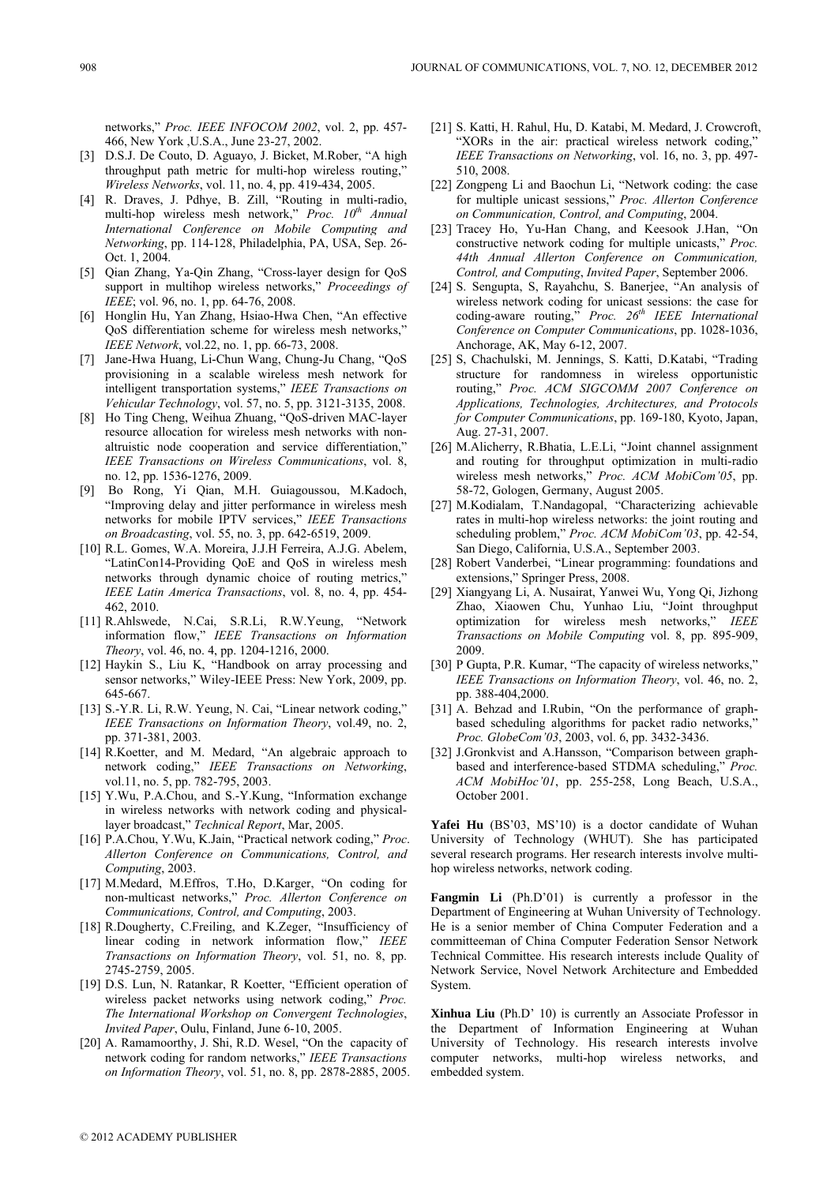networks," *Proc. IEEE INFOCOM 2002*, vol. 2, pp. 457-466, New York ,U.S.A., June 23-27, 2002.

[3] D.S.J. De Couto, D. Aguayo, J. Bicket, M.Rober, "A high throughput path metric for multi-hop wireless routing," *Wireless Networks*, vol. 11, no. 4, pp. 419-434, 2005.

[4] R. Draves, J. Pdhye, B. Zill, "Routing in multi-radio, multi-hop wireless mesh network," *Proc. 10th Annual International Conference on Mobile Computing and Networking*, pp. 114-128, Philadelphia, PA, USA, Sep. 26-Oct. 1, 2004.

[5] Qian Zhang, Ya-Qin Zhang, "Cross-layer design for QoS support in multihop wireless networks," *Proceedings of IEEE*; vol. 96, no. 1, pp. 64-76, 2008.

[6] Honglin Hu, Yan Zhang, Hsiao-Hwa Chen, "An effective QoS differentiation scheme for wireless mesh networks," *IEEE Network*, vol.22, no. 1, pp. 66-73, 2008.

[7] Jane-Hwa Huang, Li-Chun Wang, Chung-Ju Chang, "QoS provisioning in a scalable wireless mesh network for intelligent transportation systems," *IEEE Transactions on Vehicular Technology*, vol. 57, no. 5, pp. 3121-3135, 2008.

[8] Ho Ting Cheng, Weihua Zhuang, "QoS-driven MAC-layer resource allocation for wireless mesh networks with non-altruistic node cooperation and service differentiation," *IEEE Transactions on Wireless Communications*, vol. 8, no. 12, pp. 1536-1276, 2009.

[9] Bo Rong, Yi Qian, M.H. Guiagoussou, M.Kadoch, "Improving delay and jitter performance in wireless mesh networks for mobile IPTV services," *IEEE Transactions on Broadcasting*, vol. 55, no. 3, pp. 642-6519, 2009.

[10] R.L. Gomes, W.A. Moreira, J.J.H Ferreira, A.J.G. Abelem, "LatinCon14-Providing QoE and QoS in wireless mesh networks through dynamic choice of routing metrics," *IEEE Latin America Transactions*, vol. 8, no. 4, pp. 454-462, 2010.

[11] R.Ahlswede, N.Cai, S.R.Li, R.W.Yeung, "Network information flow," *IEEE Transactions on Information Theory*, vol. 46, no. 4, pp. 1204-1216, 2000.

[12] Haykin S., Liu K, "Handbook on array processing and sensor networks," Wiley-IEEE Press: New York, 2009, pp. 645-667.

[13] S.-Y.R. Li, R.W. Yeung, N. Cai, "Linear network coding," *IEEE Transactions on Information Theory*, vol.49, no. 2, pp. 371-381, 2003.

[14] R.Koetter, and M. Medard, "An algebraic approach to network coding," *IEEE Transactions on Networking*, vol.11, no. 5, pp. 782-795, 2003.

[15] Y.Wu, P.A.Chou, and S.-Y.Kung, "Information exchange in wireless networks with network coding and physical-layer broadcast," *Technical Report*, Mar, 2005.

[16] P.A.Chou, Y.Wu, K.Jain, "Practical network coding," *Proc. Allerton Conference on Communications, Control, and Computing*, 2003.

[17] M.Medard, M.Effros, T.Ho, D.Karger, "On coding for non-multicast networks," *Proc. Allerton Conference on Communications, Control, and Computing*, 2003.

[18] R.Dougherty, C.Freiling, and K.Zeger, "Insufficiency of linear coding in network information flow," *IEEE Transactions on Information Theory*, vol. 51, no. 8, pp. 2745-2759, 2005.

[19] D.S. Lun, N. Ratankar, R Koetter, "Efficient operation of wireless packet networks using network coding," *Proc. The International Workshop on Convergent Technologies*, *Invited Paper*, Oulu, Finland, June 6-10, 2005.

[20] A. Ramamoorthy, J. Shi, R.D. Wesel, "On the capacity of network coding for random networks," *IEEE Transactions on Information Theory*, vol. 51, no. 8, pp. 2878-2885, 2005.

[21] S. Katti, H. Rahul, Hu, D. Katabi, M. Medard, J. Crowcroft, "XORs in the air: practical wireless network coding," *IEEE Transactions on Networking*, vol. 16, no. 3, pp. 497-510, 2008.

[22] Zongpeng Li and Baochun Li, "Network coding: the case for multiple unicast sessions," *Proc. Allerton Conference on Communication, Control, and Computing*, 2004.

[23] Tracey Ho, Yu-Han Chang, and Keesook J.Han, "On constructive network coding for multiple unicasts," *Proc. 44th Annual Allerton Conference on Communication, Control, and Computing*, *Invited Paper*, September 2006.

[24] S. Sengupta, S, Rayahchu, S. Banerjee, "An analysis of wireless network coding for unicast sessions: the case for coding-aware routing," *Proc. 26th IEEE International Conference on Computer Communications*, pp. 1028-1036, Anchorage, AK, May 6-12, 2007.

[25] S, Chachulski, M. Jennings, S. Katti, D.Katabi, "Trading structure for randomness in wireless opportunistic routing," *Proc. ACM SIGCOMM 2007 Conference on Applications, Technologies, Architectures, and Protocols for Computer Communications*, pp. 169-180, Kyoto, Japan, Aug. 27-31, 2007.

[26] M.Alicherry, R.Bhatia, L.E.Li, "Joint channel assignment and routing for throughput optimization in multi-radio wireless mesh networks," *Proc. ACM MobiCom'05*, pp. 58-72, Gologen, Germany, August 2005.

[27] M.Kodialam, T.Nandagopal, "Characterizing achievable rates in multi-hop wireless networks: the joint routing and scheduling problem," *Proc. ACM MobiCom'03*, pp. 42-54, San Diego, California, U.S.A., September 2003.

[28] Robert Vanderbei, "Linear programming: foundations and extensions," Springer Press, 2008.

[29] Xiangyang Li, A. Nusairat, Yanwei Wu, Yong Qi, Jizhong Zhao, Xiaowen Chu, Yunhao Liu, "Joint throughput optimization for wireless mesh networks," *IEEE Transactions on Mobile Computing* vol. 8, pp. 895-909, 2009.

[30] P Gupta, P.R. Kumar, "The capacity of wireless networks," *IEEE Transactions on Information Theory*, vol. 46, no. 2, pp. 388-404,2000.

[31] A. Behzad and I.Rubin, "On the performance of graph-based scheduling algorithms for packet radio networks," *Proc. GlobeCom'03*, 2003, vol. 6, pp. 3432-3436.

[32] J.Gronkvist and A.Hansson, "Comparison between graph-based and interference-based STDMA scheduling," *Proc. ACM MobiHoc'01*, pp. 255-258, Long Beach, U.S.A., October 2001.

**Yafei Hu** (BS'03, MS'10) is a doctor candidate of Wuhan University of Technology (WHUT). She has participated several research programs. Her research interests involve multi-hop wireless networks, network coding.

**Fangmin Li** (Ph.D'01) is currently a professor in the Department of Engineering at Wuhan University of Technology. He is a senior member of China Computer Federation and a committeeman of China Computer Federation Sensor Network Technical Committee. His research interests include Quality of Network Service, Novel Network Architecture and Embedded System.

**Xinhua Liu** (Ph.D' 10) is currently an Associate Professor in the Department of Information Engineering at Wuhan University of Technology. His research interests involve computer networks, multi-hop wireless networks, and embedded system.